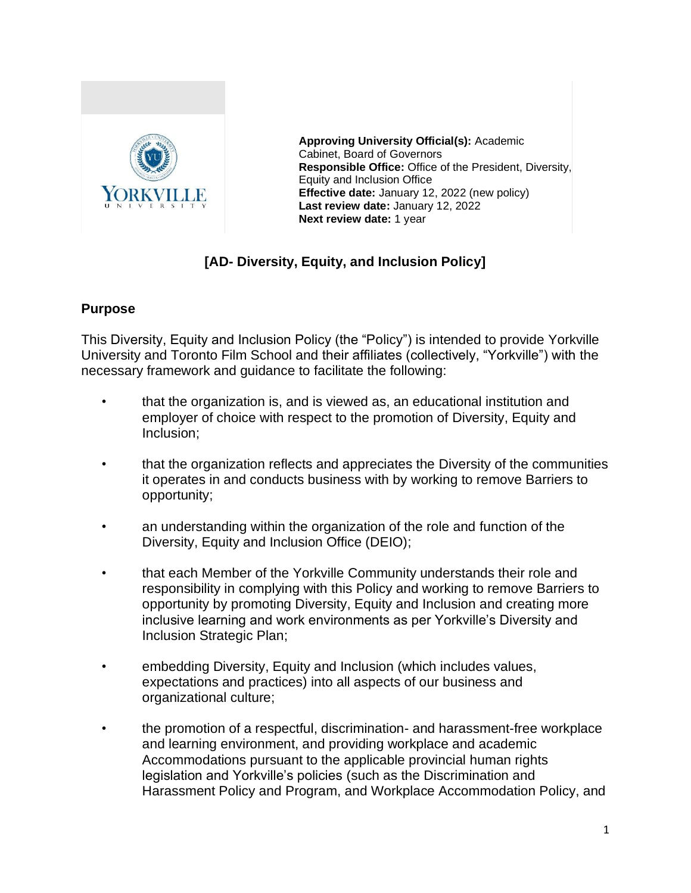**Approving University Official(s):** Academic Cabinet, Board of Governors
**Responsible Office:** Office of the President, Diversity, Equity and Inclusion Office
**Effective date:** January 12, 2022 (new policy)
**Last review date:** January 12, 2022
**Next review date:** 1 year

# [AD- Diversity, Equity, and Inclusion Policy]

## Purpose

This Diversity, Equity and Inclusion Policy (the "Policy") is intended to provide Yorkville University and Toronto Film School and their affiliates (collectively, "Yorkville") with the necessary framework and guidance to facilitate the following:

- that the organization is, and is viewed as, an educational institution and employer of choice with respect to the promotion of Diversity, Equity and Inclusion;
- that the organization reflects and appreciates the Diversity of the communities it operates in and conducts business with by working to remove Barriers to opportunity;
- an understanding within the organization of the role and function of the Diversity, Equity and Inclusion Office (DEIO);
- that each Member of the Yorkville Community understands their role and responsibility in complying with this Policy and working to remove Barriers to opportunity by promoting Diversity, Equity and Inclusion and creating more inclusive learning and work environments as per Yorkville's Diversity and Inclusion Strategic Plan;
- embedding Diversity, Equity and Inclusion (which includes values, expectations and practices) into all aspects of our business and organizational culture;
- the promotion of a respectful, discrimination- and harassment-free workplace and learning environment, and providing workplace and academic Accommodations pursuant to the applicable provincial human rights legislation and Yorkville's policies (such as the Discrimination and Harassment Policy and Program, and Workplace Accommodation Policy, and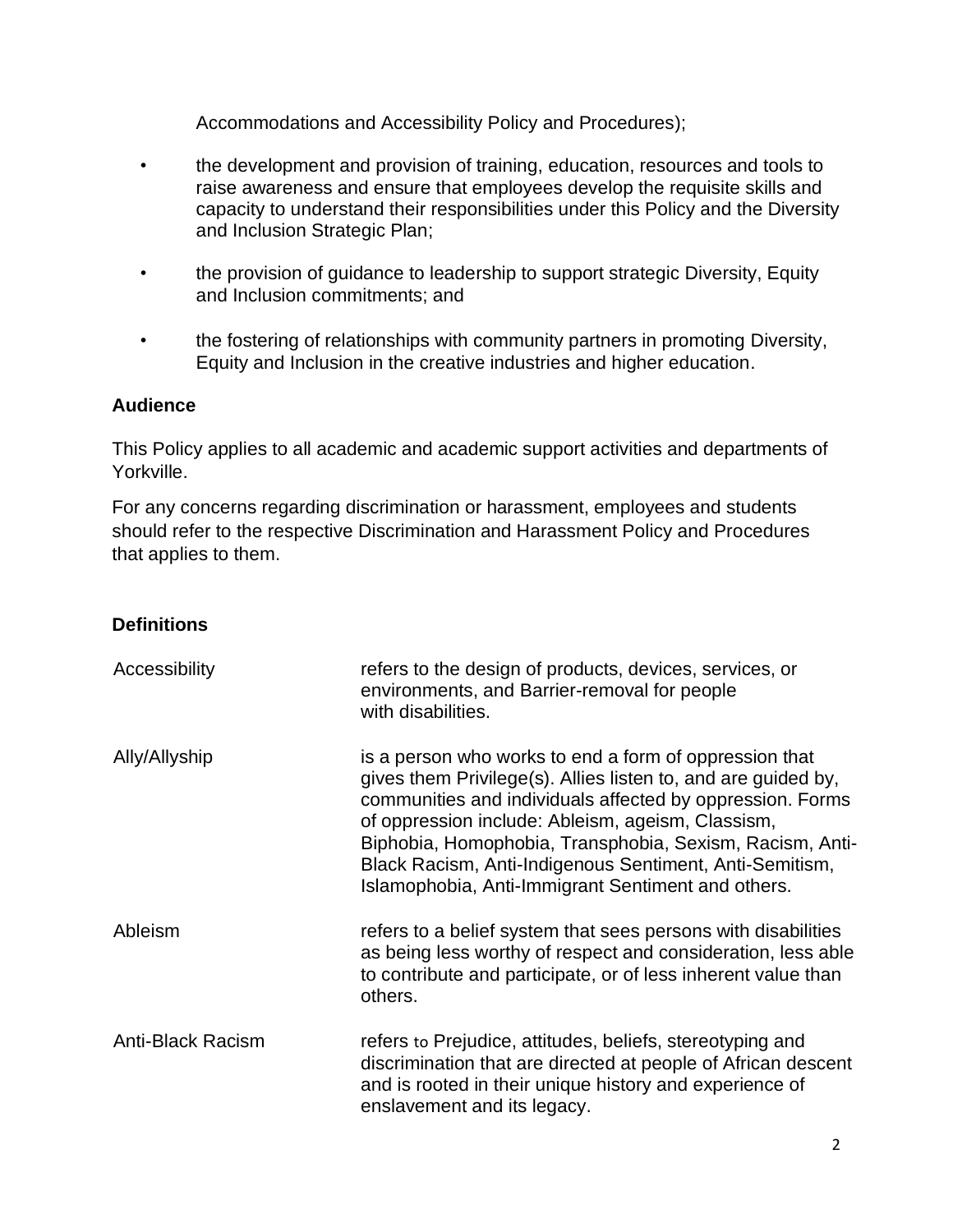Accommodations and Accessibility Policy and Procedures);

- the development and provision of training, education, resources and tools to raise awareness and ensure that employees develop the requisite skills and capacity to understand their responsibilities under this Policy and the Diversity and Inclusion Strategic Plan;
- the provision of guidance to leadership to support strategic Diversity, Equity and Inclusion commitments; and
- the fostering of relationships with community partners in promoting Diversity, Equity and Inclusion in the creative industries and higher education.

**Audience**

This Policy applies to all academic and academic support activities and departments of Yorkville.

For any concerns regarding discrimination or harassment, employees and students should refer to the respective Discrimination and Harassment Policy and Procedures that applies to them.

**Definitions**

| | |
|---|---|
| Accessibility | refers to the design of products, devices, services, or environments, and Barrier-removal for people with disabilities. |
| Ally/Allyship | is a person who works to end a form of oppression that gives them Privilege(s). Allies listen to, and are guided by, communities and individuals affected by oppression. Forms of oppression include: Ableism, ageism, Classism, Biphobia, Homophobia, Transphobia, Sexism, Racism, Anti-Black Racism, Anti-Indigenous Sentiment, Anti-Semitism, Islamophobia, Anti-Immigrant Sentiment and others. |
| Ableism | refers to a belief system that sees persons with disabilities as being less worthy of respect and consideration, less able to contribute and participate, or of less inherent value than others. |
| Anti-Black Racism | refers to Prejudice, attitudes, beliefs, stereotyping and discrimination that are directed at people of African descent and is rooted in their unique history and experience of enslavement and its legacy. |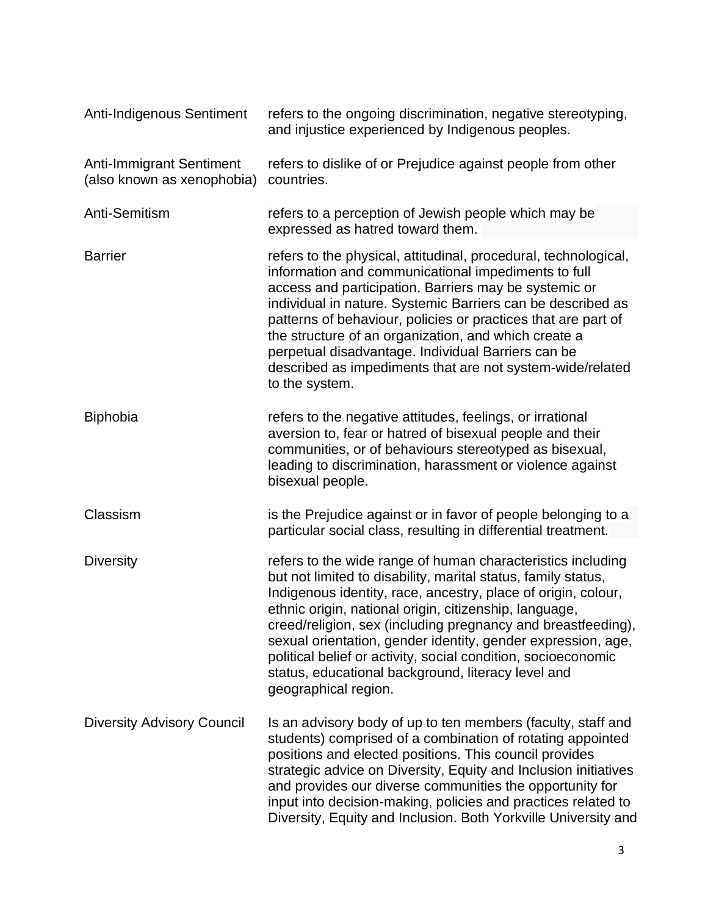| | |
|---|---|
| Anti-Indigenous Sentiment | refers to the ongoing discrimination, negative stereotyping, and injustice experienced by Indigenous peoples. |
| Anti-Immigrant Sentiment (also known as xenophobia) | refers to dislike of or Prejudice against people from other countries. |
| Anti-Semitism | refers to a perception of Jewish people which may be expressed as hatred toward them. |
| Barrier | refers to the physical, attitudinal, procedural, technological, information and communicational impediments to full access and participation. Barriers may be systemic or individual in nature. Systemic Barriers can be described as patterns of behaviour, policies or practices that are part of the structure of an organization, and which create a perpetual disadvantage. Individual Barriers can be described as impediments that are not system-wide/related to the system. |
| Biphobia | refers to the negative attitudes, feelings, or irrational aversion to, fear or hatred of bisexual people and their communities, or of behaviours stereotyped as bisexual, leading to discrimination, harassment or violence against bisexual people. |
| Classism | is the Prejudice against or in favor of people belonging to a particular social class, resulting in differential treatment. |
| Diversity | refers to the wide range of human characteristics including but not limited to disability, marital status, family status, Indigenous identity, race, ancestry, place of origin, colour, ethnic origin, national origin, citizenship, language, creed/religion, sex (including pregnancy and breastfeeding), sexual orientation, gender identity, gender expression, age, political belief or activity, social condition, socioeconomic status, educational background, literacy level and geographical region. |
| Diversity Advisory Council | Is an advisory body of up to ten members (faculty, staff and students) comprised of a combination of rotating appointed positions and elected positions. This council provides strategic advice on Diversity, Equity and Inclusion initiatives and provides our diverse communities the opportunity for input into decision-making, policies and practices related to Diversity, Equity and Inclusion. Both Yorkville University and |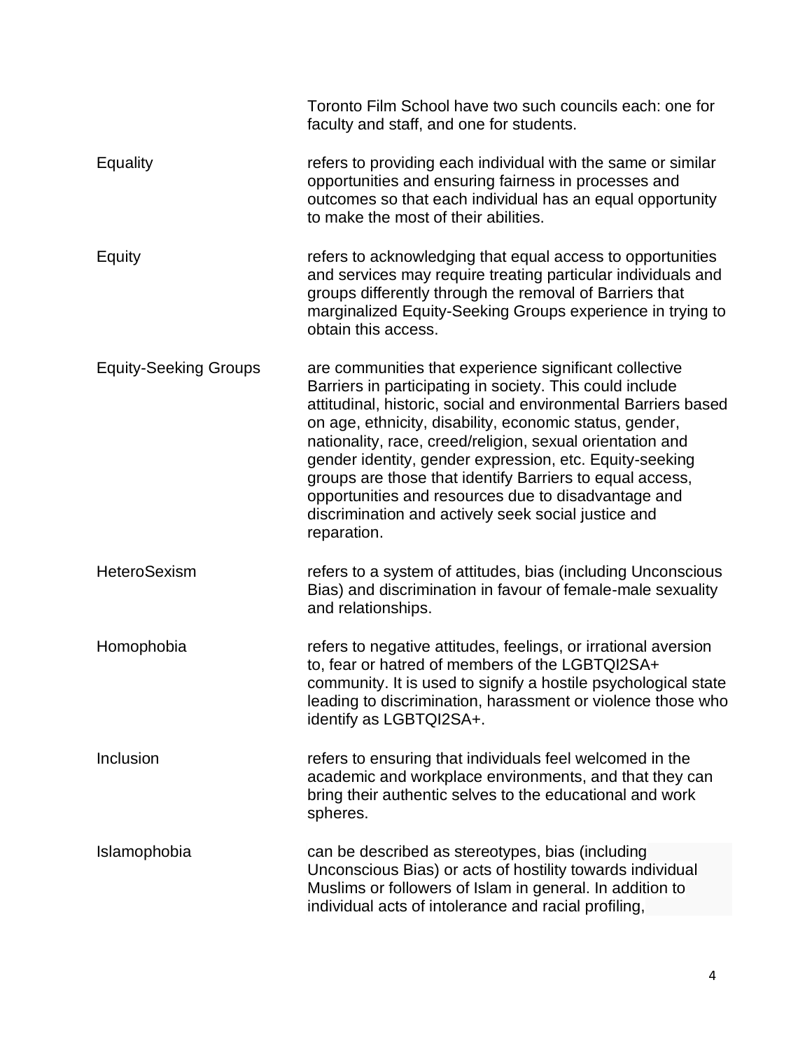Toronto Film School have two such councils each: one for faculty and staff, and one for students.

| | |
|---|---|
| Equality | refers to providing each individual with the same or similar opportunities and ensuring fairness in processes and outcomes so that each individual has an equal opportunity to make the most of their abilities. |
| Equity | refers to acknowledging that equal access to opportunities and services may require treating particular individuals and groups differently through the removal of Barriers that marginalized Equity-Seeking Groups experience in trying to obtain this access. |
| Equity-Seeking Groups | are communities that experience significant collective Barriers in participating in society. This could include attitudinal, historic, social and environmental Barriers based on age, ethnicity, disability, economic status, gender, nationality, race, creed/religion, sexual orientation and gender identity, gender expression, etc. Equity-seeking groups are those that identify Barriers to equal access, opportunities and resources due to disadvantage and discrimination and actively seek social justice and reparation. |
| HeteroSexism | refers to a system of attitudes, bias (including Unconscious Bias) and discrimination in favour of female-male sexuality and relationships. |
| Homophobia | refers to negative attitudes, feelings, or irrational aversion to, fear or hatred of members of the LGBTQI2SA+ community. It is used to signify a hostile psychological state leading to discrimination, harassment or violence those who identify as LGBTQI2SA+. |
| Inclusion | refers to ensuring that individuals feel welcomed in the academic and workplace environments, and that they can bring their authentic selves to the educational and work spheres. |
| Islamophobia | can be described as stereotypes, bias (including Unconscious Bias) or acts of hostility towards individual Muslims or followers of Islam in general. In addition to individual acts of intolerance and racial profiling, |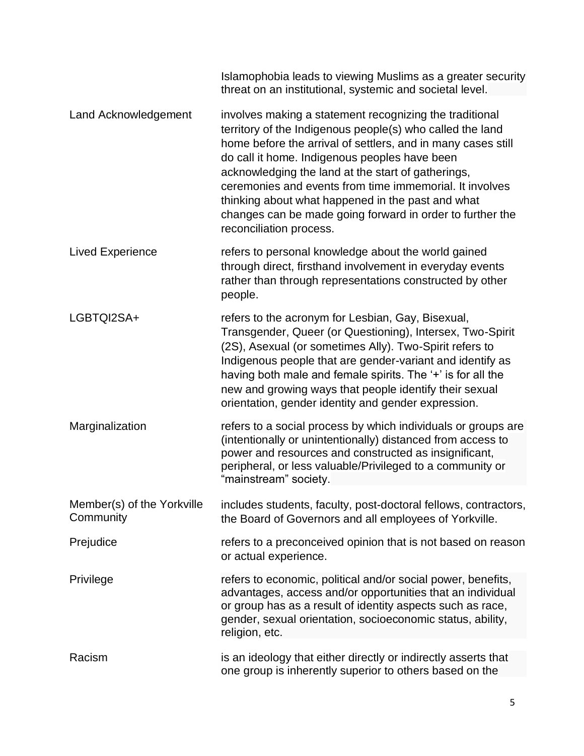| | |
|---|---|
| | Islamophobia leads to viewing Muslims as a greater security threat on an institutional, systemic and societal level. |
| Land Acknowledgement | involves making a statement recognizing the traditional territory of the Indigenous people(s) who called the land home before the arrival of settlers, and in many cases still do call it home. Indigenous peoples have been acknowledging the land at the start of gatherings, ceremonies and events from time immemorial. It involves thinking about what happened in the past and what changes can be made going forward in order to further the reconciliation process. |
| Lived Experience | refers to personal knowledge about the world gained through direct, firsthand involvement in everyday events rather than through representations constructed by other people. |
| LGBTQI2SA+ | refers to the acronym for Lesbian, Gay, Bisexual, Transgender, Queer (or Questioning), Intersex, Two-Spirit (2S), Asexual (or sometimes Ally). Two-Spirit refers to Indigenous people that are gender-variant and identify as having both male and female spirits. The '+' is for all the new and growing ways that people identify their sexual orientation, gender identity and gender expression. |
| Marginalization | refers to a social process by which individuals or groups are (intentionally or unintentionally) distanced from access to power and resources and constructed as insignificant, peripheral, or less valuable/Privileged to a community or "mainstream" society. |
| Member(s) of the Yorkville Community | includes students, faculty, post-doctoral fellows, contractors, the Board of Governors and all employees of Yorkville. |
| Prejudice | refers to a preconceived opinion that is not based on reason or actual experience. |
| Privilege | refers to economic, political and/or social power, benefits, advantages, access and/or opportunities that an individual or group has as a result of identity aspects such as race, gender, sexual orientation, socioeconomic status, ability, religion, etc. |
| Racism | is an ideology that either directly or indirectly asserts that one group is inherently superior to others based on the |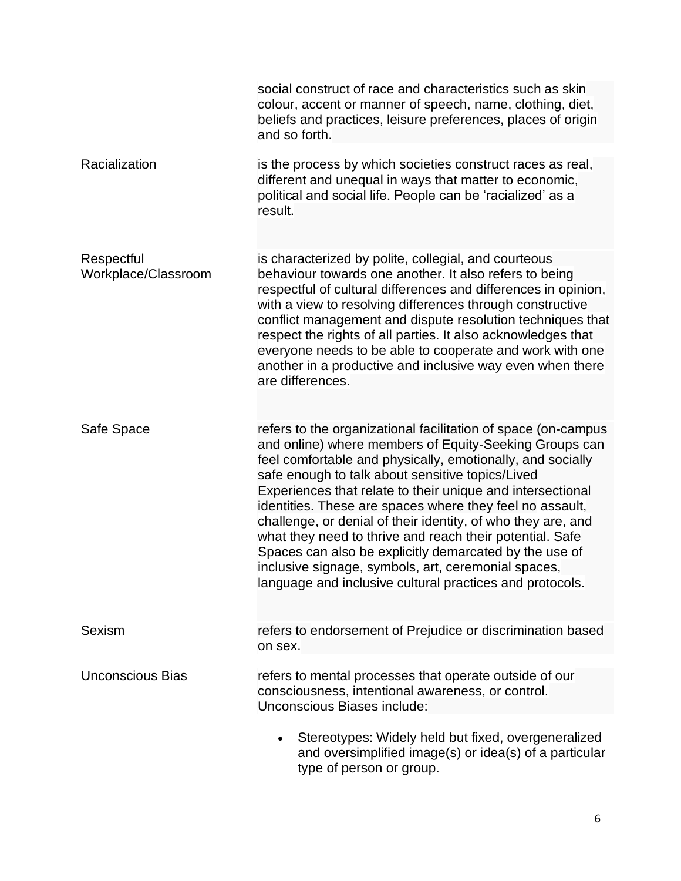| | |
|---|---|
| | social construct of race and characteristics such as skin colour, accent or manner of speech, name, clothing, diet, beliefs and practices, leisure preferences, places of origin and so forth. |
| Racialization | is the process by which societies construct races as real, different and unequal in ways that matter to economic, political and social life. People can be 'racialized' as a result. |
| Respectful Workplace/Classroom | is characterized by polite, collegial, and courteous behaviour towards one another. It also refers to being respectful of cultural differences and differences in opinion, with a view to resolving differences through constructive conflict management and dispute resolution techniques that respect the rights of all parties. It also acknowledges that everyone needs to be able to cooperate and work with one another in a productive and inclusive way even when there are differences. |
| Safe Space | refers to the organizational facilitation of space (on-campus and online) where members of Equity-Seeking Groups can feel comfortable and physically, emotionally, and socially safe enough to talk about sensitive topics/Lived Experiences that relate to their unique and intersectional identities. These are spaces where they feel no assault, challenge, or denial of their identity, of who they are, and what they need to thrive and reach their potential. Safe Spaces can also be explicitly demarcated by the use of inclusive signage, symbols, art, ceremonial spaces, language and inclusive cultural practices and protocols. |
| Sexism | refers to endorsement of Prejudice or discrimination based on sex. |
| Unconscious Bias | refers to mental processes that operate outside of our consciousness, intentional awareness, or control. Unconscious Biases include: |

- Stereotypes: Widely held but fixed, overgeneralized and oversimplified image(s) or idea(s) of a particular type of person or group.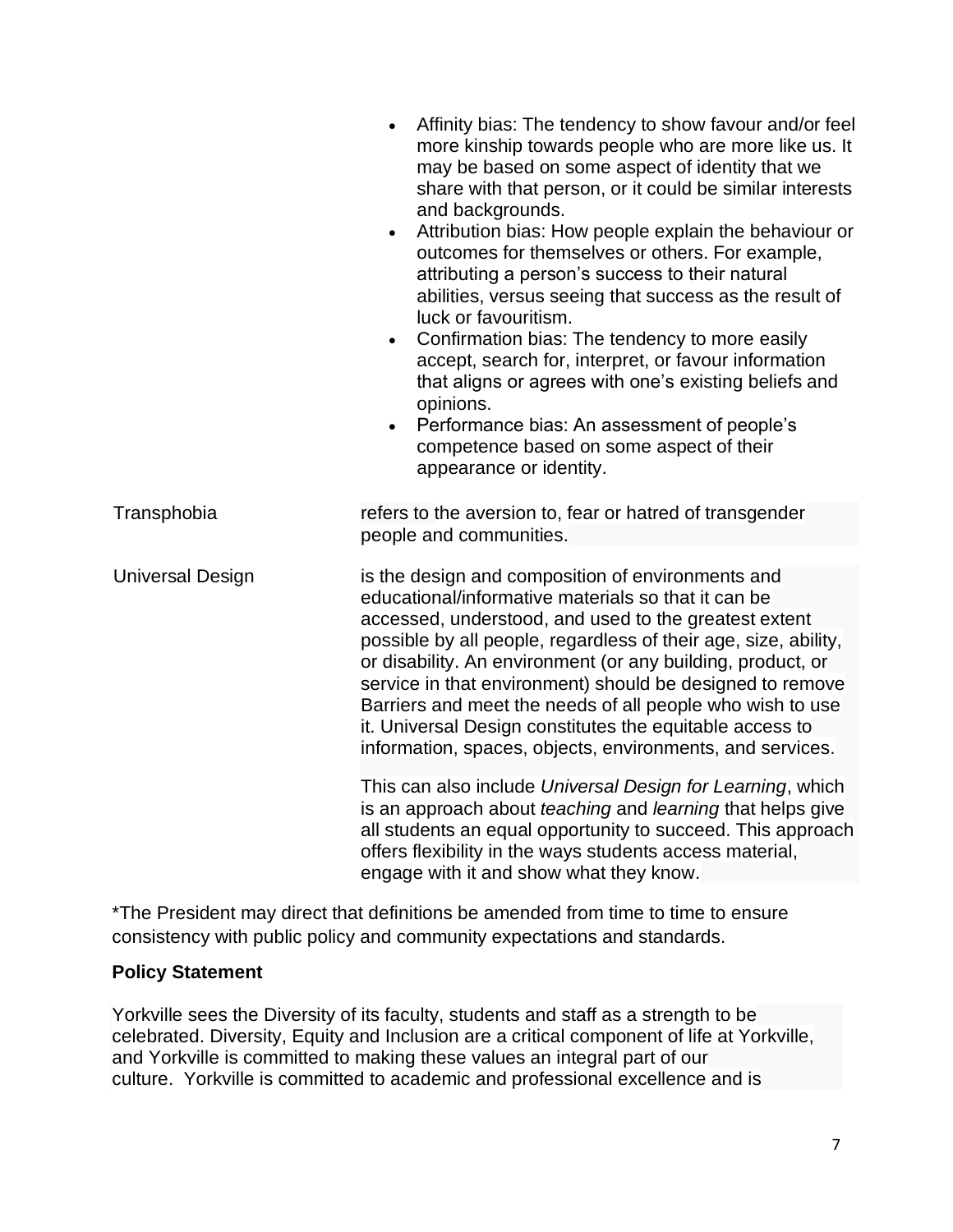| Term | Definition |
|---|---|
| | • Affinity bias: The tendency to show favour and/or feel more kinship towards people who are more like us. It may be based on some aspect of identity that we share with that person, or it could be similar interests and backgrounds.<br>• Attribution bias: How people explain the behaviour or outcomes for themselves or others. For example, attributing a person's success to their natural abilities, versus seeing that success as the result of luck or favouritism.<br>• Confirmation bias: The tendency to more easily accept, search for, interpret, or favour information that aligns or agrees with one's existing beliefs and opinions.<br>• Performance bias: An assessment of people's competence based on some aspect of their appearance or identity. |
| Transphobia | refers to the aversion to, fear or hatred of transgender people and communities. |
| Universal Design | is the design and composition of environments and educational/informative materials so that it can be accessed, understood, and used to the greatest extent possible by all people, regardless of their age, size, ability, or disability. An environment (or any building, product, or service in that environment) should be designed to remove Barriers and meet the needs of all people who wish to use it. Universal Design constitutes the equitable access to information, spaces, objects, environments, and services.<br><br>This can also include *Universal Design for Learning*, which is an approach about *teaching* and *learning* that helps give all students an equal opportunity to succeed. This approach offers flexibility in the ways students access material, engage with it and show what they know. |

*The President may direct that definitions be amended from time to time to ensure consistency with public policy and community expectations and standards.

**Policy Statement**

Yorkville sees the Diversity of its faculty, students and staff as a strength to be celebrated. Diversity, Equity and Inclusion are a critical component of life at Yorkville, and Yorkville is committed to making these values an integral part of our culture. Yorkville is committed to academic and professional excellence and is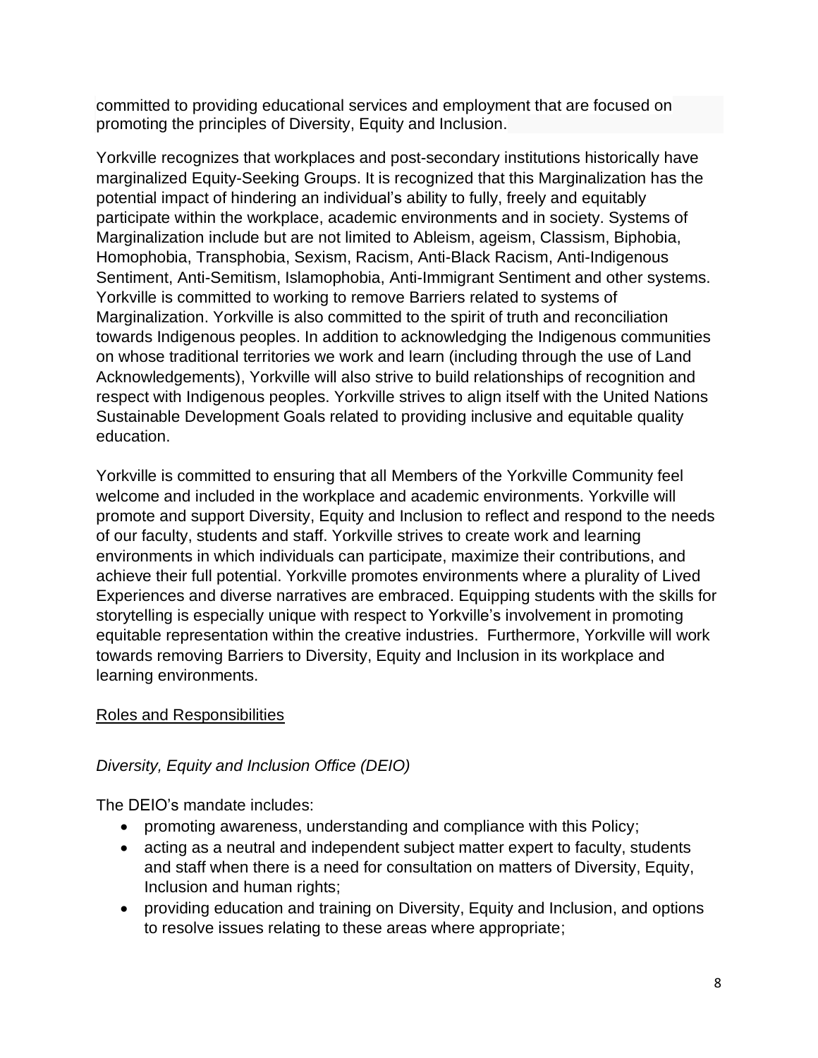committed to providing educational services and employment that are focused on promoting the principles of Diversity, Equity and Inclusion.

Yorkville recognizes that workplaces and post-secondary institutions historically have marginalized Equity-Seeking Groups. It is recognized that this Marginalization has the potential impact of hindering an individual's ability to fully, freely and equitably participate within the workplace, academic environments and in society. Systems of Marginalization include but are not limited to Ableism, ageism, Classism, Biphobia, Homophobia, Transphobia, Sexism, Racism, Anti-Black Racism, Anti-Indigenous Sentiment, Anti-Semitism, Islamophobia, Anti-Immigrant Sentiment and other systems. Yorkville is committed to working to remove Barriers related to systems of Marginalization. Yorkville is also committed to the spirit of truth and reconciliation towards Indigenous peoples. In addition to acknowledging the Indigenous communities on whose traditional territories we work and learn (including through the use of Land Acknowledgements), Yorkville will also strive to build relationships of recognition and respect with Indigenous peoples. Yorkville strives to align itself with the United Nations Sustainable Development Goals related to providing inclusive and equitable quality education.

Yorkville is committed to ensuring that all Members of the Yorkville Community feel welcome and included in the workplace and academic environments. Yorkville will promote and support Diversity, Equity and Inclusion to reflect and respond to the needs of our faculty, students and staff. Yorkville strives to create work and learning environments in which individuals can participate, maximize their contributions, and achieve their full potential. Yorkville promotes environments where a plurality of Lived Experiences and diverse narratives are embraced. Equipping students with the skills for storytelling is especially unique with respect to Yorkville's involvement in promoting equitable representation within the creative industries. Furthermore, Yorkville will work towards removing Barriers to Diversity, Equity and Inclusion in its workplace and learning environments.

## Roles and Responsibilities

### *Diversity, Equity and Inclusion Office (DEIO)*

The DEIO's mandate includes:

- promoting awareness, understanding and compliance with this Policy;
- acting as a neutral and independent subject matter expert to faculty, students and staff when there is a need for consultation on matters of Diversity, Equity, Inclusion and human rights;
- providing education and training on Diversity, Equity and Inclusion, and options to resolve issues relating to these areas where appropriate;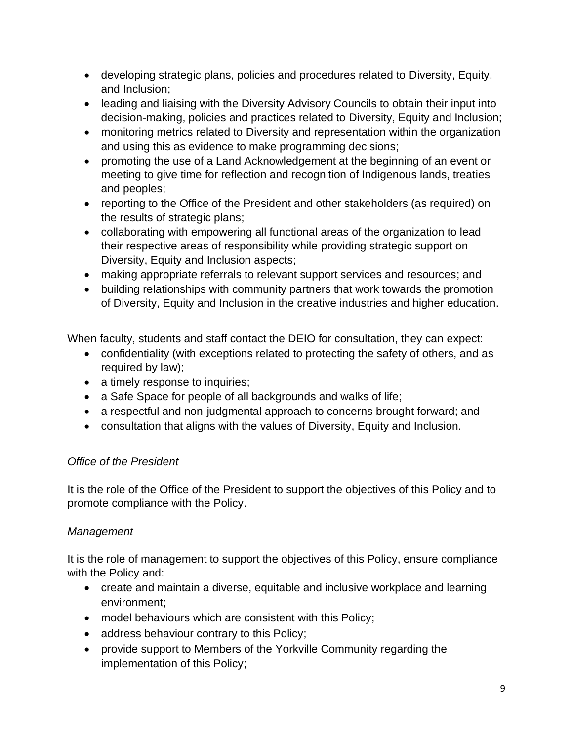- developing strategic plans, policies and procedures related to Diversity, Equity, and Inclusion;
- leading and liaising with the Diversity Advisory Councils to obtain their input into decision-making, policies and practices related to Diversity, Equity and Inclusion;
- monitoring metrics related to Diversity and representation within the organization and using this as evidence to make programming decisions;
- promoting the use of a Land Acknowledgement at the beginning of an event or meeting to give time for reflection and recognition of Indigenous lands, treaties and peoples;
- reporting to the Office of the President and other stakeholders (as required) on the results of strategic plans;
- collaborating with empowering all functional areas of the organization to lead their respective areas of responsibility while providing strategic support on Diversity, Equity and Inclusion aspects;
- making appropriate referrals to relevant support services and resources; and
- building relationships with community partners that work towards the promotion of Diversity, Equity and Inclusion in the creative industries and higher education.

When faculty, students and staff contact the DEIO for consultation, they can expect:

- confidentiality (with exceptions related to protecting the safety of others, and as required by law);
- a timely response to inquiries;
- a Safe Space for people of all backgrounds and walks of life;
- a respectful and non-judgmental approach to concerns brought forward; and
- consultation that aligns with the values of Diversity, Equity and Inclusion.

*Office of the President*

It is the role of the Office of the President to support the objectives of this Policy and to promote compliance with the Policy.

*Management*

It is the role of management to support the objectives of this Policy, ensure compliance with the Policy and:

- create and maintain a diverse, equitable and inclusive workplace and learning environment;
- model behaviours which are consistent with this Policy;
- address behaviour contrary to this Policy;
- provide support to Members of the Yorkville Community regarding the implementation of this Policy;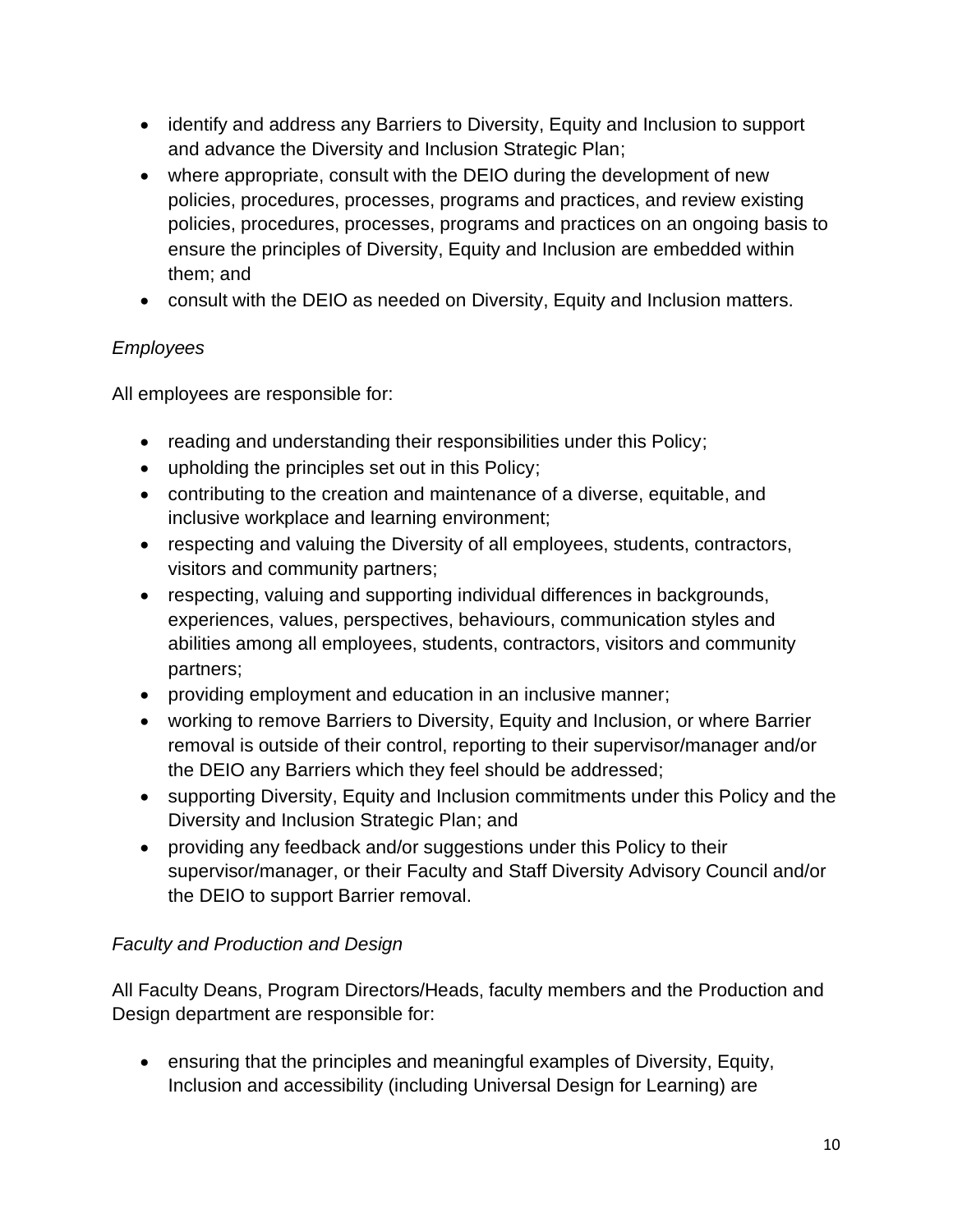- identify and address any Barriers to Diversity, Equity and Inclusion to support and advance the Diversity and Inclusion Strategic Plan;
- where appropriate, consult with the DEIO during the development of new policies, procedures, processes, programs and practices, and review existing policies, procedures, processes, programs and practices on an ongoing basis to ensure the principles of Diversity, Equity and Inclusion are embedded within them; and
- consult with the DEIO as needed on Diversity, Equity and Inclusion matters.

*Employees*

All employees are responsible for:

- reading and understanding their responsibilities under this Policy;
- upholding the principles set out in this Policy;
- contributing to the creation and maintenance of a diverse, equitable, and inclusive workplace and learning environment;
- respecting and valuing the Diversity of all employees, students, contractors, visitors and community partners;
- respecting, valuing and supporting individual differences in backgrounds, experiences, values, perspectives, behaviours, communication styles and abilities among all employees, students, contractors, visitors and community partners;
- providing employment and education in an inclusive manner;
- working to remove Barriers to Diversity, Equity and Inclusion, or where Barrier removal is outside of their control, reporting to their supervisor/manager and/or the DEIO any Barriers which they feel should be addressed;
- supporting Diversity, Equity and Inclusion commitments under this Policy and the Diversity and Inclusion Strategic Plan; and
- providing any feedback and/or suggestions under this Policy to their supervisor/manager, or their Faculty and Staff Diversity Advisory Council and/or the DEIO to support Barrier removal.

*Faculty and Production and Design*

All Faculty Deans, Program Directors/Heads, faculty members and the Production and Design department are responsible for:

- ensuring that the principles and meaningful examples of Diversity, Equity, Inclusion and accessibility (including Universal Design for Learning) are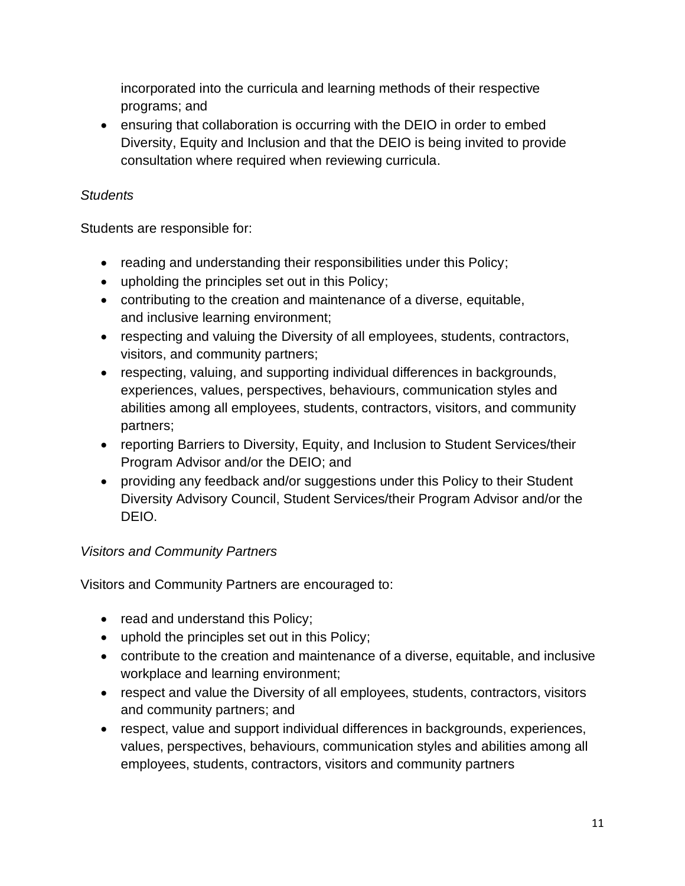incorporated into the curricula and learning methods of their respective programs; and

- ensuring that collaboration is occurring with the DEIO in order to embed Diversity, Equity and Inclusion and that the DEIO is being invited to provide consultation where required when reviewing curricula.

*Students*

Students are responsible for:

- reading and understanding their responsibilities under this Policy;
- upholding the principles set out in this Policy;
- contributing to the creation and maintenance of a diverse, equitable, and inclusive learning environment;
- respecting and valuing the Diversity of all employees, students, contractors, visitors, and community partners;
- respecting, valuing, and supporting individual differences in backgrounds, experiences, values, perspectives, behaviours, communication styles and abilities among all employees, students, contractors, visitors, and community partners;
- reporting Barriers to Diversity, Equity, and Inclusion to Student Services/their Program Advisor and/or the DEIO; and
- providing any feedback and/or suggestions under this Policy to their Student Diversity Advisory Council, Student Services/their Program Advisor and/or the DEIO.

*Visitors and Community Partners*

Visitors and Community Partners are encouraged to:

- read and understand this Policy;
- uphold the principles set out in this Policy;
- contribute to the creation and maintenance of a diverse, equitable, and inclusive workplace and learning environment;
- respect and value the Diversity of all employees, students, contractors, visitors and community partners; and
- respect, value and support individual differences in backgrounds, experiences, values, perspectives, behaviours, communication styles and abilities among all employees, students, contractors, visitors and community partners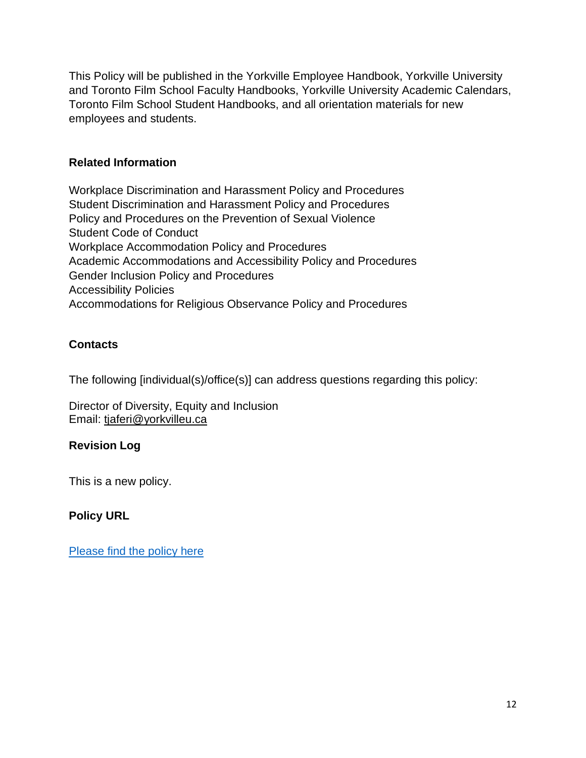This Policy will be published in the Yorkville Employee Handbook, Yorkville University and Toronto Film School Faculty Handbooks, Yorkville University Academic Calendars, Toronto Film School Student Handbooks, and all orientation materials for new employees and students.

## Related Information

Workplace Discrimination and Harassment Policy and Procedures
Student Discrimination and Harassment Policy and Procedures
Policy and Procedures on the Prevention of Sexual Violence
Student Code of Conduct
Workplace Accommodation Policy and Procedures
Academic Accommodations and Accessibility Policy and Procedures
Gender Inclusion Policy and Procedures
Accessibility Policies
Accommodations for Religious Observance Policy and Procedures

## Contacts

The following [individual(s)/office(s)] can address questions regarding this policy:

Director of Diversity, Equity and Inclusion
Email: tjaferi@yorkvilleu.ca

## Revision Log

This is a new policy.

## Policy URL

Please find the policy here